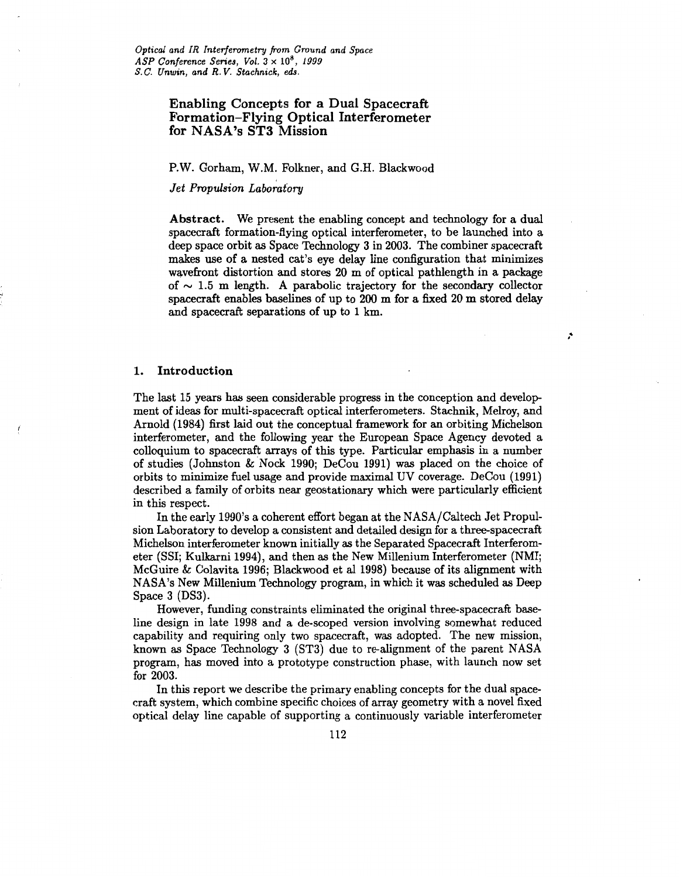# Enabling Concepts for a Dual Spacecraft Formation–Flying Optical Interferometer for NASA's ST3 Mission

P.W. Gorham, W.M. Folkner, and G.H. Blackwood

*Jet Propulsion Laboratory*

**Abstract.** We present the enabling concept and technology for a dual spacecraft formation-flying optical interferometer, to be launched into a deep space orbit as Space Technology 3 in 2003. The combiner spacecraft makes use of a nested cat's eye delay line configuration that minimizes wavefront distortion and stores 20 m of optical pathlength in a package of $\sim$ 1.5 m length. A parabolic trajectory for the secondary collector spacecraft enables baselines of up to 200 m for a fixed 20 m stored delay and spacecraft separations of up to 1 km.

## 1. Introduction

The last 15 years has seen considerable progress in the conception and development of ideas for multi-spacecraft optical interferometers. Stachnik, Melroy, and Arnold (1984) first laid out the conceptual framework for an orbiting Michelson interferometer, and the following year the European Space Agency devoted a colloquium to spacecraft arrays of this type. Particular emphasis in a number of studies (Johnston & Nock 1990; DeCou 1991) was placed on the choice of orbits to minimize fuel usage and provide maximal UV coverage. DeCou (1991) described a family of orbits near geostationary which were particularly efficient in this respect.

In the early 1990's a coherent effort began at the NASA/Caltech Jet Propulsion Laboratory to develop a consistent and detailed design for a three-spacecraft Michelson interferometer known initially as the Separated Spacecraft Interferometer (SSI; Kulkarni 1994), and then as the New Millenium Interferometer (NMI; McGuire & Colavita 1996; Blackwood et al 1998) because of its alignment with NASA's New Millenium Technology program, in which it was scheduled as Deep Space 3 (DS3).

However, funding constraints eliminated the original three-spacecraft baseline design in late 1998 and a de-scoped version involving somewhat reduced capability and requiring only two spacecraft, was adopted. The new mission, known as Space Technology 3 (ST3) due to re-alignment of the parent NASA program, has moved into a prototype construction phase, with launch now set for 2003.

In this report we describe the primary enabling concepts for the dual spacecraft system, which combine specific choices of array geometry with a novel fixed optical delay line capable of supporting a continuously variable interferometer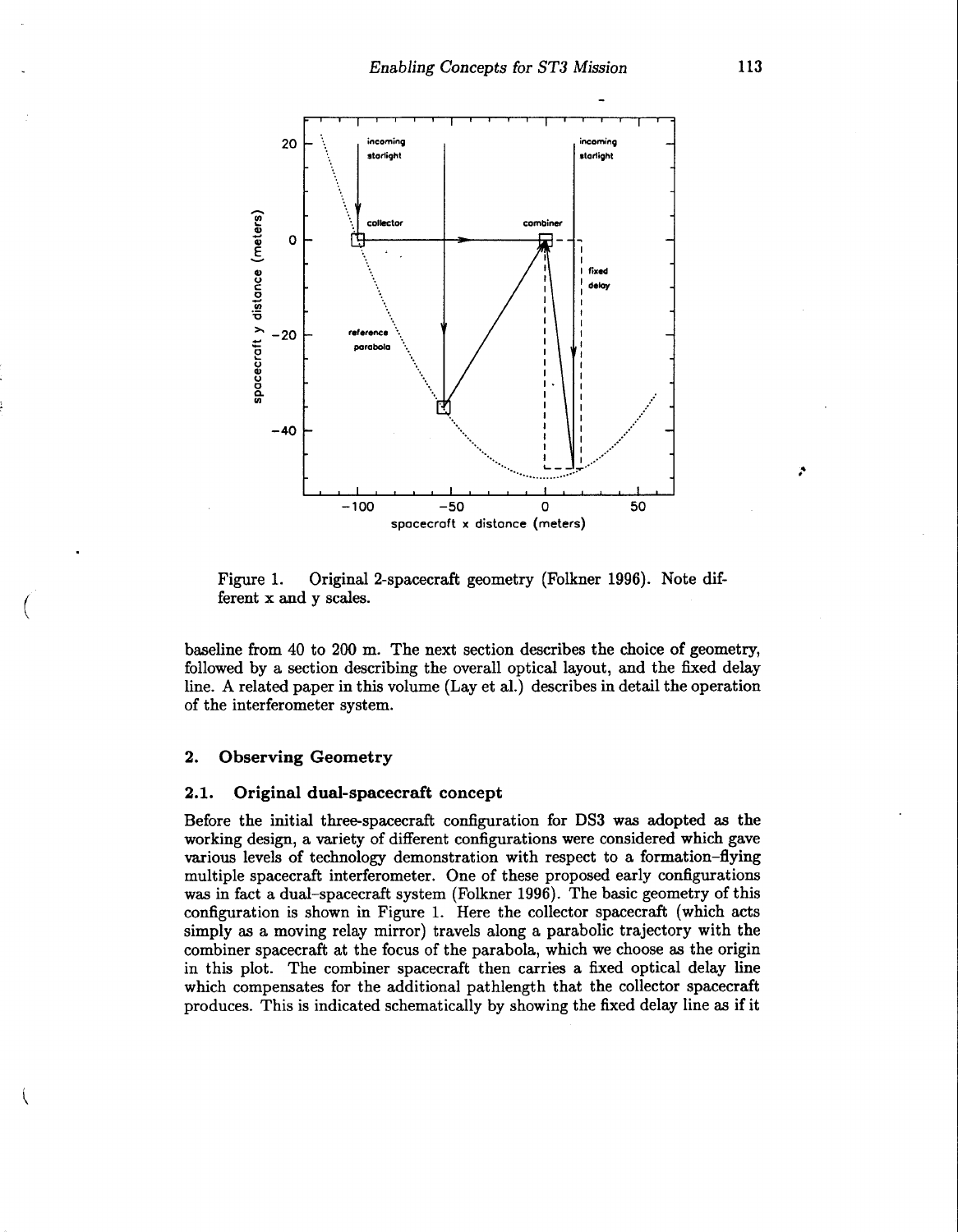Figure 1. Original 2-spacecraft geometry (Folkner 1996). Note different x and y scales.

baseline from 40 to 200 m. The next section describes the choice of geometry, followed by a section describing the overall optical layout, and the fixed delay line. A related paper in this volume (Lay et al.) describes in detail the operation of the interferometer system.

## 2. Observing Geometry

### 2.1. Original dual-spacecraft concept

Before the initial three-spacecraft configuration for DS3 was adopted as the working design, a variety of different configurations were considered which gave various levels of technology demonstration with respect to a formation-flying multiple spacecraft interferometer. One of these proposed early configurations was in fact a dual-spacecraft system (Folkner 1996). The basic geometry of this configuration is shown in Figure 1. Here the collector spacecraft (which acts simply as a moving relay mirror) travels along a parabolic trajectory with the combiner spacecraft at the focus of the parabola, which we choose as the origin in this plot. The combiner spacecraft then carries a fixed optical delay line which compensates for the additional pathlength that the collector spacecraft produces. This is indicated schematically by showing the fixed delay line as if it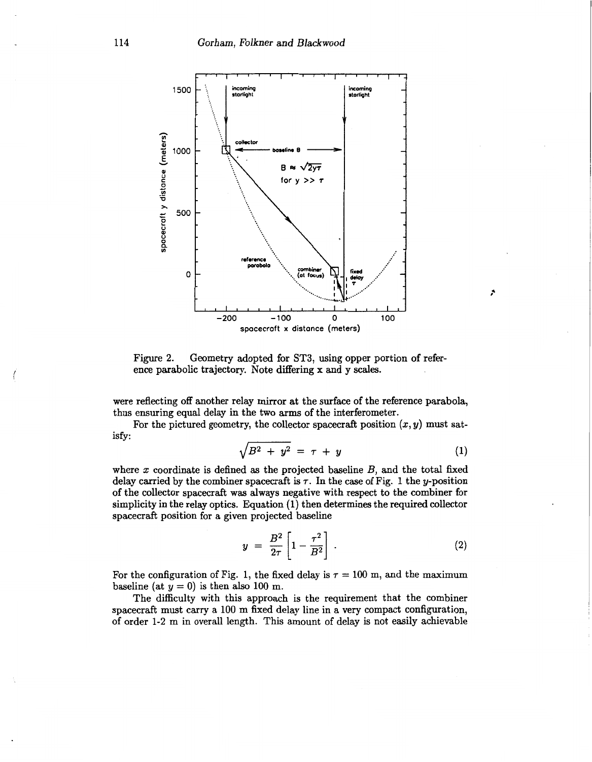Figure 2. Geometry adopted for ST3, using opper portion of reference parabolic trajectory. Note differing x and y scales.

were reflecting off another relay mirror at the surface of the reference parabola, thus ensuring equal delay in the two arms of the interferometer.

For the pictured geometry, the collector spacecraft position $(x, y)$ must satisfy:

$$\sqrt{B^2 + y^2} = \tau + y \tag{1}$$

where $x$ coordinate is defined as the projected baseline $B$, and the total fixed delay carried by the combiner spacecraft is $\tau$. In the case of Fig. 1 the $y$-position of the collector spacecraft was always negative with respect to the combiner for simplicity in the relay optics. Equation (1) then determines the required collector spacecraft position for a given projected baseline

$$y = \frac{B^2}{2\tau}\left[1 - \frac{\tau^2}{B^2}\right] . \tag{2}$$

For the configuration of Fig. 1, the fixed delay is $\tau = 100$ m, and the maximum baseline (at $y = 0$) is then also 100 m.

The difficulty with this approach is the requirement that the combiner spacecraft must carry a 100 m fixed delay line in a very compact configuration, of order 1-2 m in overall length. This amount of delay is not easily achievable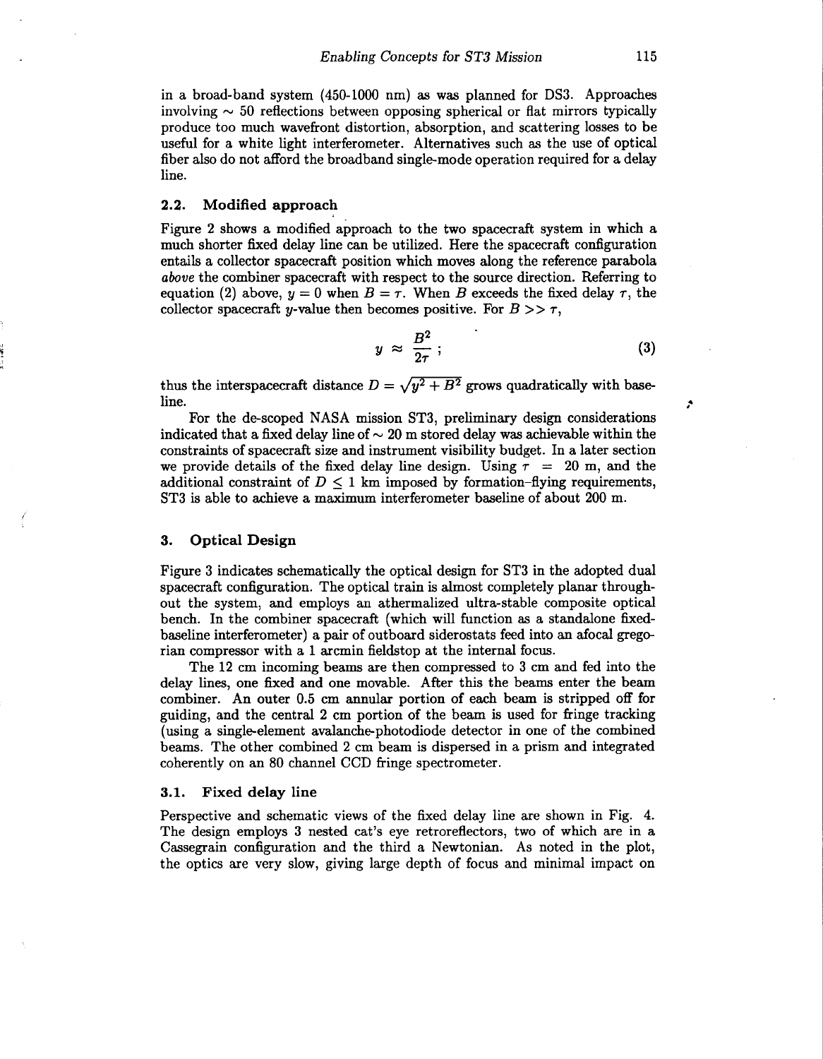in a broad-band system (450-1000 nm) as was planned for DS3. Approaches involving $\sim$ 50 reflections between opposing spherical or flat mirrors typically produce too much wavefront distortion, absorption, and scattering losses to be useful for a white light interferometer. Alternatives such as the use of optical fiber also do not afford the broadband single-mode operation required for a delay line.

### 2.2. Modified approach

Figure 2 shows a modified approach to the two spacecraft system in which a much shorter fixed delay line can be utilized. Here the spacecraft configuration entails a collector spacecraft position which moves along the reference parabola *above* the combiner spacecraft with respect to the source direction. Referring to equation (2) above, $y = 0$ when $B = \tau$. When $B$ exceeds the fixed delay $\tau$, the collector spacecraft $y$-value then becomes positive. For $B >> \tau$,

$$y \approx \frac{B^2}{2\tau}\,; \tag{3}$$

thus the interspacecraft distance $D = \sqrt{y^2 + B^2}$ grows quadratically with baseline.

For the de-scoped NASA mission ST3, preliminary design considerations indicated that a fixed delay line of $\sim$ 20 m stored delay was achievable within the constraints of spacecraft size and instrument visibility budget. In a later section we provide details of the fixed delay line design. Using $\tau = 20$ m, and the additional constraint of $D \leq 1$ km imposed by formation-flying requirements, ST3 is able to achieve a maximum interferometer baseline of about 200 m.

## 3. Optical Design

Figure 3 indicates schematically the optical design for ST3 in the adopted dual spacecraft configuration. The optical train is almost completely planar throughout the system, and employs an athermalized ultra-stable composite optical bench. In the combiner spacecraft (which will function as a standalone fixed-baseline interferometer) a pair of outboard siderostats feed into an afocal gregorian compressor with a 1 arcmin fieldstop at the internal focus.

The 12 cm incoming beams are then compressed to 3 cm and fed into the delay lines, one fixed and one movable. After this the beams enter the beam combiner. An outer 0.5 cm annular portion of each beam is stripped off for guiding, and the central 2 cm portion of the beam is used for fringe tracking (using a single-element avalanche-photodiode detector in one of the combined beams. The other combined 2 cm beam is dispersed in a prism and integrated coherently on an 80 channel CCD fringe spectrometer.

### 3.1. Fixed delay line

Perspective and schematic views of the fixed delay line are shown in Fig. 4. The design employs 3 nested cat's eye retroreflectors, two of which are in a Cassegrain configuration and the third a Newtonian. As noted in the plot, the optics are very slow, giving large depth of focus and minimal impact on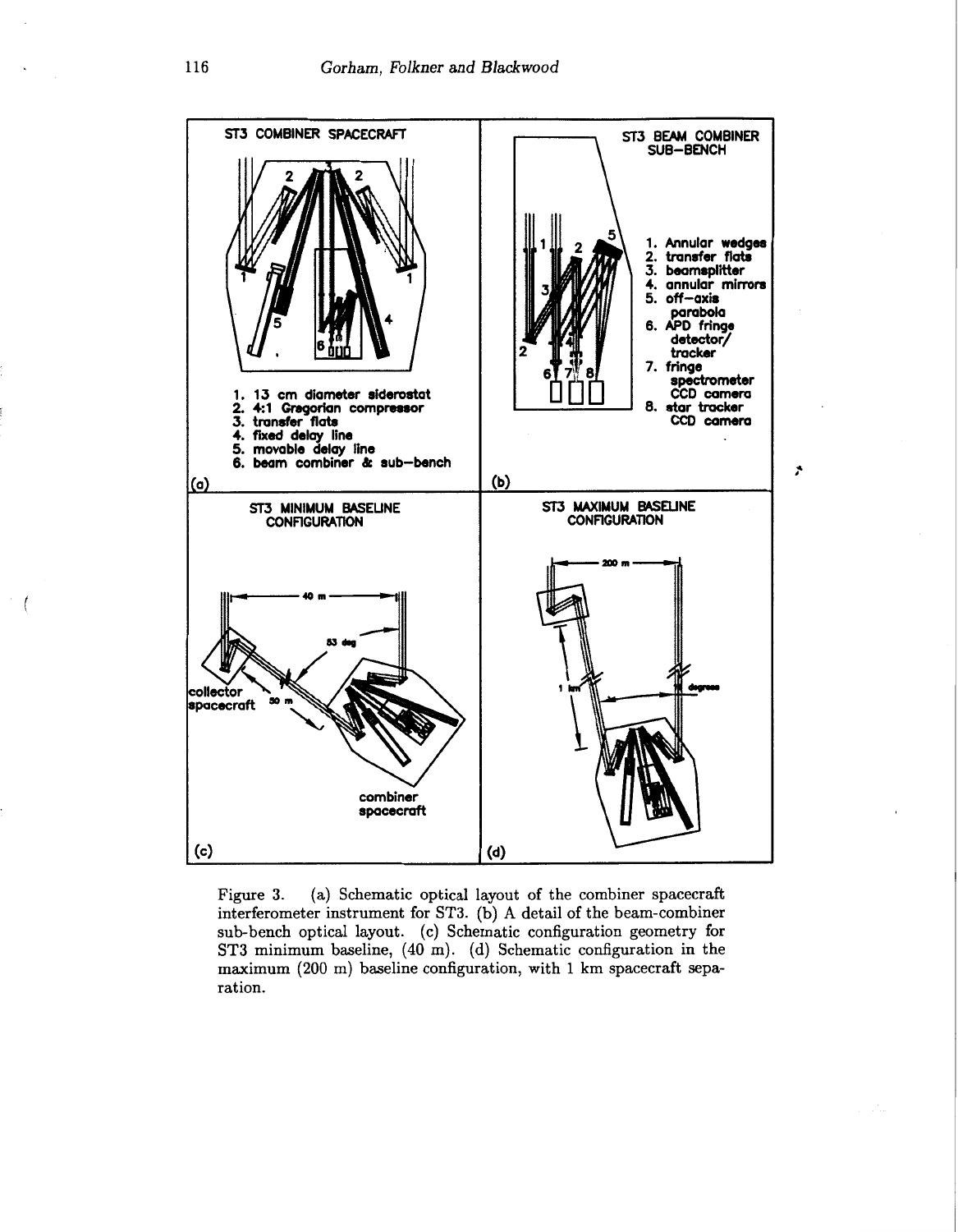Figure 3. (a) Schematic optical layout of the combiner spacecraft interferometer instrument for ST3. (b) A detail of the beam-combiner sub-bench optical layout. (c) Schematic configuration geometry for ST3 minimum baseline, (40 m). (d) Schematic configuration in the maximum (200 m) baseline configuration, with 1 km spacecraft separation.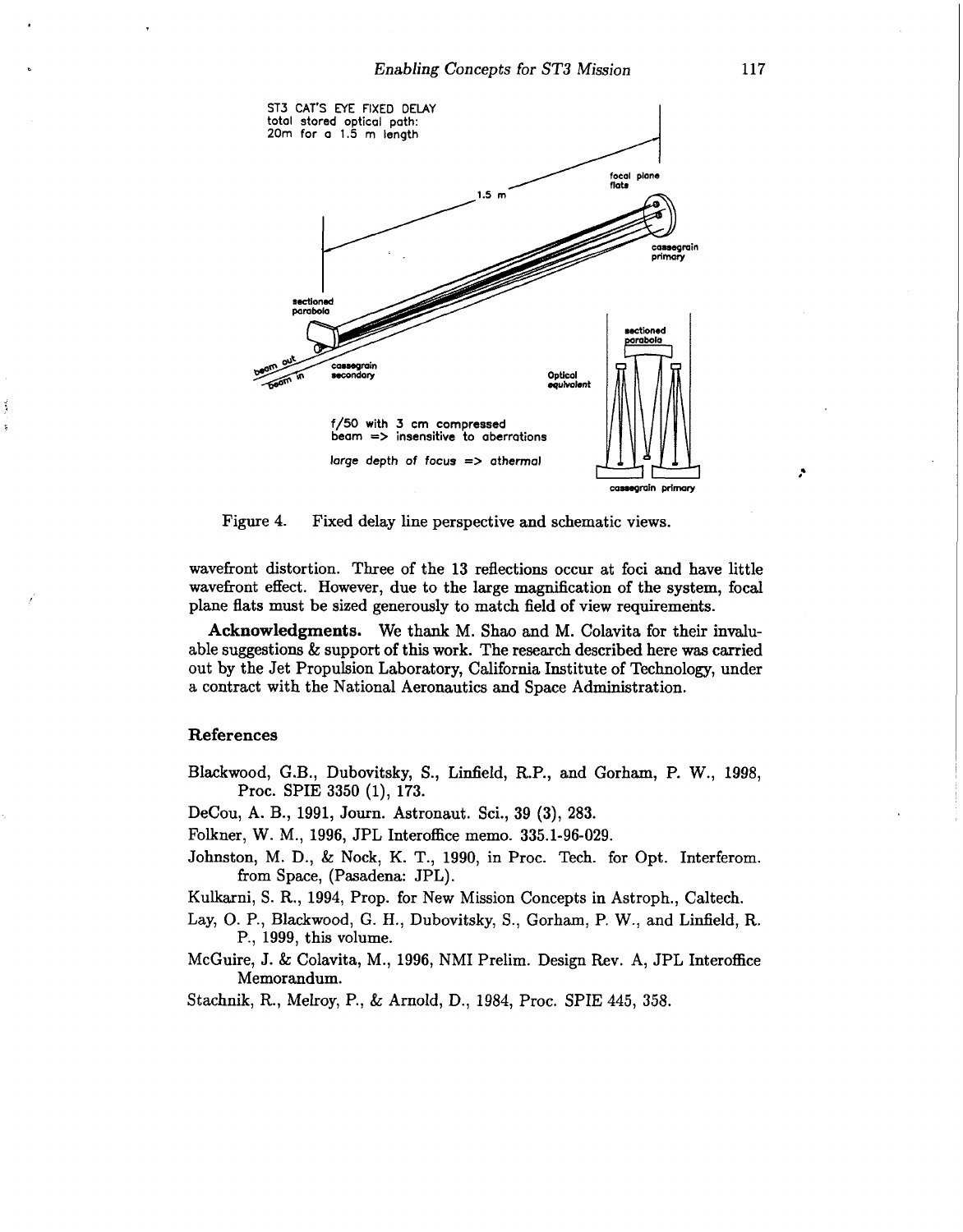ST3 CAT'S EYE FIXED DELAY
total stored optical path:
20m for a 1.5 m length

1.5 m

focal plane flats

cassegrain primary

sectioned parabola

beam out

beam in

cassegrain secondary

Optical equivalent

sectioned parabola

cassegrain primary

f/50 with 3 cm compressed beam => insensitive to aberrations

large depth of focus => athermal

Figure 4. Fixed delay line perspective and schematic views.

wavefront distortion. Three of the 13 reflections occur at foci and have little wavefront effect. However, due to the large magnification of the system, focal plane flats must be sized generously to match field of view requirements.

**Acknowledgments.** We thank M. Shao and M. Colavita for their invaluable suggestions & support of this work. The research described here was carried out by the Jet Propulsion Laboratory, California Institute of Technology, under a contract with the National Aeronautics and Space Administration.

## References

Blackwood, G.B., Dubovitsky, S., Linfield, R.P., and Gorham, P. W., 1998, Proc. SPIE 3350 (1), 173.

DeCou, A. B., 1991, Journ. Astronaut. Sci., 39 (3), 283.

Folkner, W. M., 1996, JPL Interoffice memo. 335.1-96-029.

Johnston, M. D., & Nock, K. T., 1990, in Proc. Tech. for Opt. Interferom. from Space, (Pasadena: JPL).

Kulkarni, S. R., 1994, Prop. for New Mission Concepts in Astroph., Caltech.

Lay, O. P., Blackwood, G. H., Dubovitsky, S., Gorham, P. W., and Linfield, R. P., 1999, this volume.

McGuire, J. & Colavita, M., 1996, NMI Prelim. Design Rev. A, JPL Interoffice Memorandum.

Stachnik, R., Melroy, P., & Arnold, D., 1984, Proc. SPIE 445, 358.